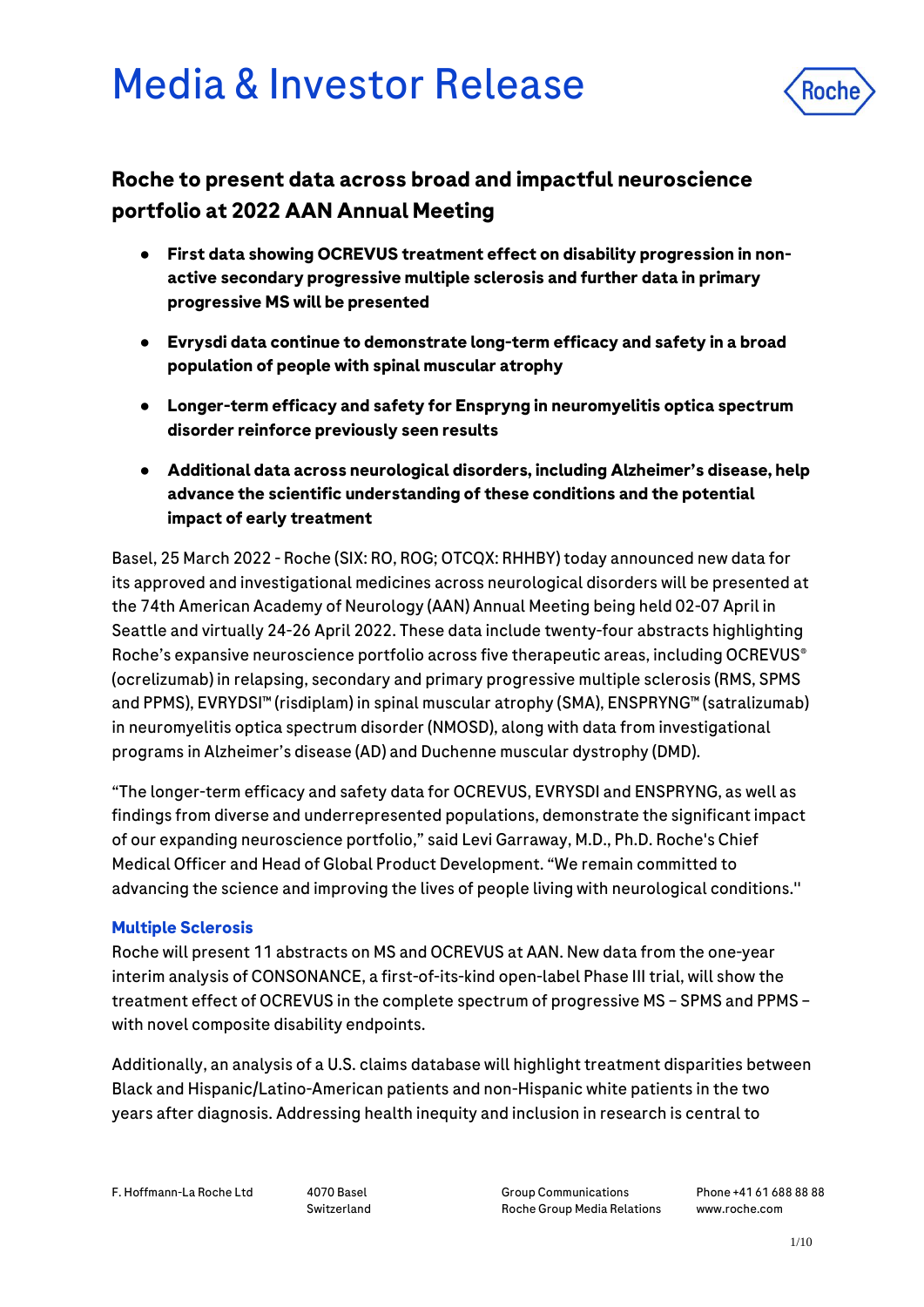# Media & Investor Release

## Roche to present data across broad and impactful neuroscience portfolio at 2022 AAN Annual Meeting

- **First data showing OCREVUS treatment effect on disability progression in non-active secondary progressive multiple sclerosis and further data in primary progressive MS will be presented**
- **Evrysdi data continue to demonstrate long-term efficacy and safety in a broad population of people with spinal muscular atrophy**
- **Longer-term efficacy and safety for Enspryng in neuromyelitis optica spectrum disorder reinforce previously seen results**
- **Additional data across neurological disorders, including Alzheimer's disease, help advance the scientific understanding of these conditions and the potential impact of early treatment**

Basel, 25 March 2022 - Roche (SIX: RO, ROG; OTCQX: RHHBY) today announced new data for its approved and investigational medicines across neurological disorders will be presented at the 74th American Academy of Neurology (AAN) Annual Meeting being held 02-07 April in Seattle and virtually 24-26 April 2022. These data include twenty-four abstracts highlighting Roche's expansive neuroscience portfolio across five therapeutic areas, including OCREVUS® (ocrelizumab) in relapsing, secondary and primary progressive multiple sclerosis (RMS, SPMS and PPMS), EVRYDSI™ (risdiplam) in spinal muscular atrophy (SMA), ENSPRYNG™ (satralizumab) in neuromyelitis optica spectrum disorder (NMOSD), along with data from investigational programs in Alzheimer's disease (AD) and Duchenne muscular dystrophy (DMD).

"The longer-term efficacy and safety data for OCREVUS, EVRYSDI and ENSPRYNG, as well as findings from diverse and underrepresented populations, demonstrate the significant impact of our expanding neuroscience portfolio," said Levi Garraway, M.D., Ph.D. Roche's Chief Medical Officer and Head of Global Product Development. "We remain committed to advancing the science and improving the lives of people living with neurological conditions."

### Multiple Sclerosis

Roche will present 11 abstracts on MS and OCREVUS at AAN. New data from the one-year interim analysis of CONSONANCE, a first-of-its-kind open-label Phase III trial, will show the treatment effect of OCREVUS in the complete spectrum of progressive MS – SPMS and PPMS – with novel composite disability endpoints.

Additionally, an analysis of a U.S. claims database will highlight treatment disparities between Black and Hispanic/Latino-American patients and non-Hispanic white patients in the two years after diagnosis. Addressing health inequity and inclusion in research is central to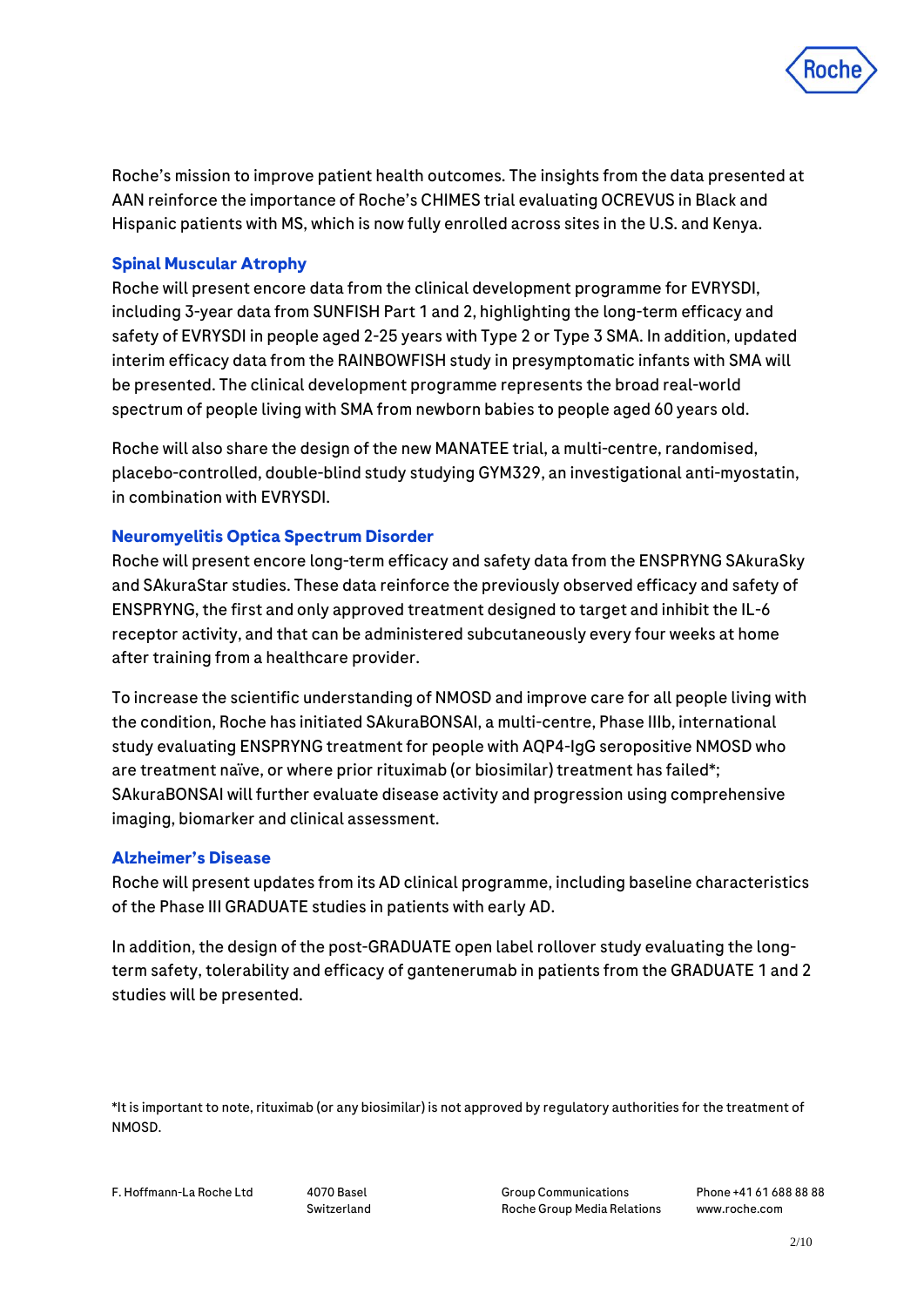Roche's mission to improve patient health outcomes. The insights from the data presented at AAN reinforce the importance of Roche's CHIMES trial evaluating OCREVUS in Black and Hispanic patients with MS, which is now fully enrolled across sites in the U.S. and Kenya.

### Spinal Muscular Atrophy

Roche will present encore data from the clinical development programme for EVRYSDI, including 3-year data from SUNFISH Part 1 and 2, highlighting the long-term efficacy and safety of EVRYSDI in people aged 2-25 years with Type 2 or Type 3 SMA. In addition, updated interim efficacy data from the RAINBOWFISH study in presymptomatic infants with SMA will be presented. The clinical development programme represents the broad real-world spectrum of people living with SMA from newborn babies to people aged 60 years old.

Roche will also share the design of the new MANATEE trial, a multi-centre, randomised, placebo-controlled, double-blind study studying GYM329, an investigational anti-myostatin, in combination with EVRYSDI.

### Neuromyelitis Optica Spectrum Disorder

Roche will present encore long-term efficacy and safety data from the ENSPRYNG SAkuraSky and SAkuraStar studies. These data reinforce the previously observed efficacy and safety of ENSPRYNG, the first and only approved treatment designed to target and inhibit the IL-6 receptor activity, and that can be administered subcutaneously every four weeks at home after training from a healthcare provider.

To increase the scientific understanding of NMOSD and improve care for all people living with the condition, Roche has initiated SAkuraBONSAI, a multi-centre, Phase IIIb, international study evaluating ENSPRYNG treatment for people with AQP4-IgG seropositive NMOSD who are treatment naïve, or where prior rituximab (or biosimilar) treatment has failed*; SAkuraBONSAI will further evaluate disease activity and progression using comprehensive imaging, biomarker and clinical assessment.

### Alzheimer's Disease

Roche will present updates from its AD clinical programme, including baseline characteristics of the Phase III GRADUATE studies in patients with early AD.

In addition, the design of the post-GRADUATE open label rollover study evaluating the long-term safety, tolerability and efficacy of gantenerumab in patients from the GRADUATE 1 and 2 studies will be presented.

*It is important to note, rituximab (or any biosimilar) is not approved by regulatory authorities for the treatment of NMOSD.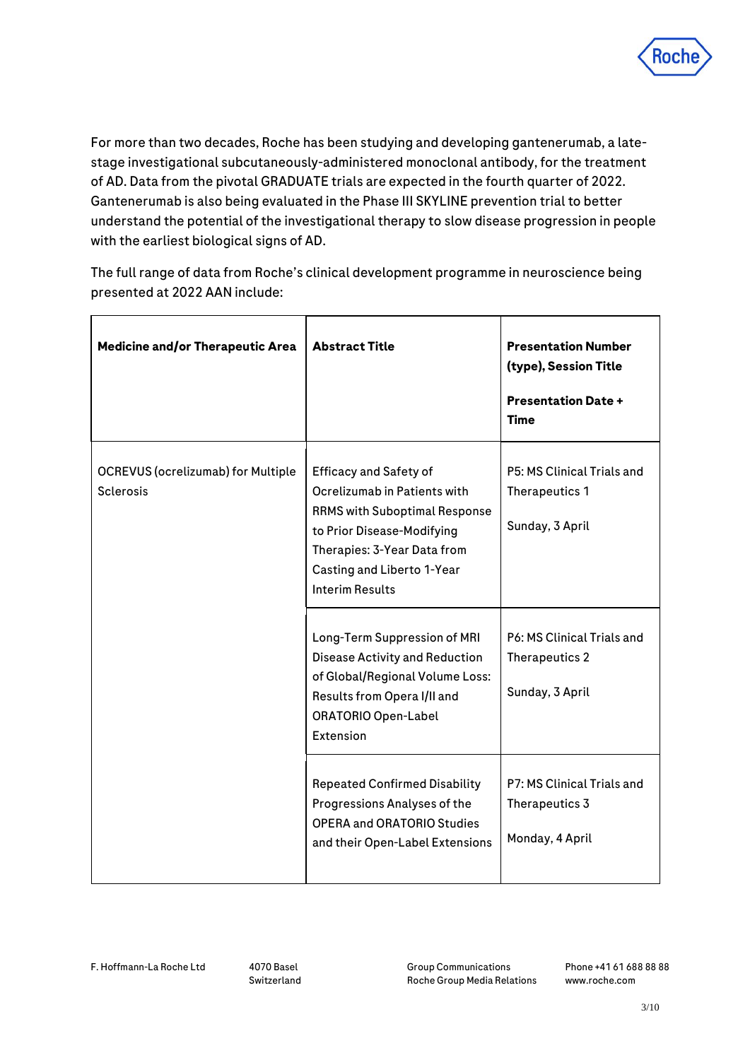For more than two decades, Roche has been studying and developing gantenerumab, a late-stage investigational subcutaneously-administered monoclonal antibody, for the treatment of AD. Data from the pivotal GRADUATE trials are expected in the fourth quarter of 2022. Gantenerumab is also being evaluated in the Phase III SKYLINE prevention trial to better understand the potential of the investigational therapy to slow disease progression in people with the earliest biological signs of AD.

The full range of data from Roche's clinical development programme in neuroscience being presented at 2022 AAN include:

| **Medicine and/or Therapeutic Area** | **Abstract Title** | **Presentation Number (type), Session Title**<br><br>**Presentation Date + Time** |
|---|---|---|
| OCREVUS (ocrelizumab) for Multiple Sclerosis | Efficacy and Safety of Ocrelizumab in Patients with RRMS with Suboptimal Response to Prior Disease-Modifying Therapies: 3-Year Data from Casting and Liberto 1-Year Interim Results | P5: MS Clinical Trials and Therapeutics 1<br><br>Sunday, 3 April |
| | Long-Term Suppression of MRI Disease Activity and Reduction of Global/Regional Volume Loss: Results from Opera I/II and ORATORIO Open-Label Extension | P6: MS Clinical Trials and Therapeutics 2<br><br>Sunday, 3 April |
| | Repeated Confirmed Disability Progressions Analyses of the OPERA and ORATORIO Studies and their Open-Label Extensions | P7: MS Clinical Trials and Therapeutics 3<br><br>Monday, 4 April |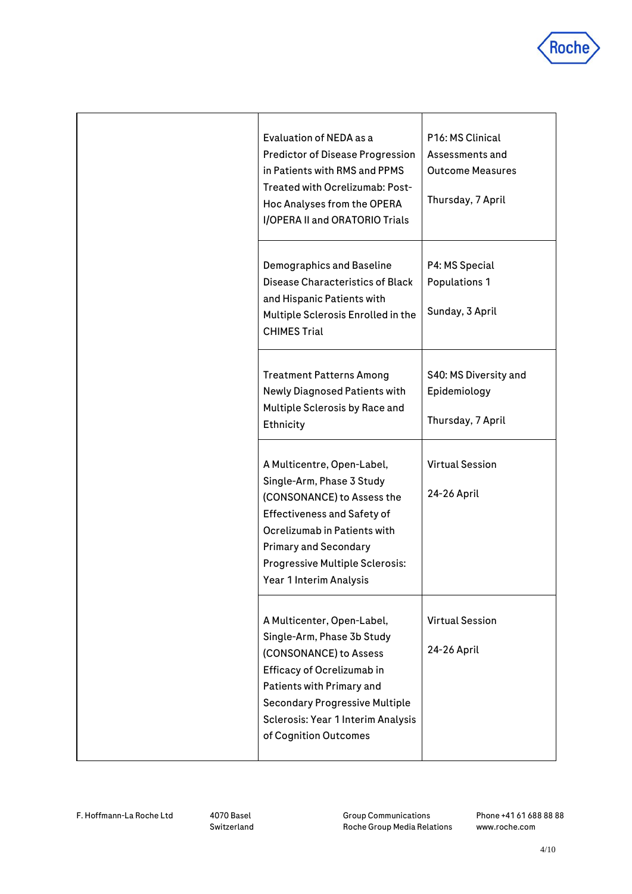| | | |
|---|---|---|
| | Evaluation of NEDA as a Predictor of Disease Progression in Patients with RMS and PPMS Treated with Ocrelizumab: Post-Hoc Analyses from the OPERA I/OPERA II and ORATORIO Trials | P16: MS Clinical Assessments and Outcome Measures<br><br>Thursday, 7 April |
| | Demographics and Baseline Disease Characteristics of Black and Hispanic Patients with Multiple Sclerosis Enrolled in the CHIMES Trial | P4: MS Special Populations 1<br><br>Sunday, 3 April |
| | Treatment Patterns Among Newly Diagnosed Patients with Multiple Sclerosis by Race and Ethnicity | S40: MS Diversity and Epidemiology<br><br>Thursday, 7 April |
| | A Multicentre, Open-Label, Single-Arm, Phase 3 Study (CONSONANCE) to Assess the Effectiveness and Safety of Ocrelizumab in Patients with Primary and Secondary Progressive Multiple Sclerosis: Year 1 Interim Analysis | Virtual Session<br><br>24-26 April |
| | A Multicenter, Open-Label, Single-Arm, Phase 3b Study (CONSONANCE) to Assess Efficacy of Ocrelizumab in Patients with Primary and Secondary Progressive Multiple Sclerosis: Year 1 Interim Analysis of Cognition Outcomes | Virtual Session<br><br>24-26 April |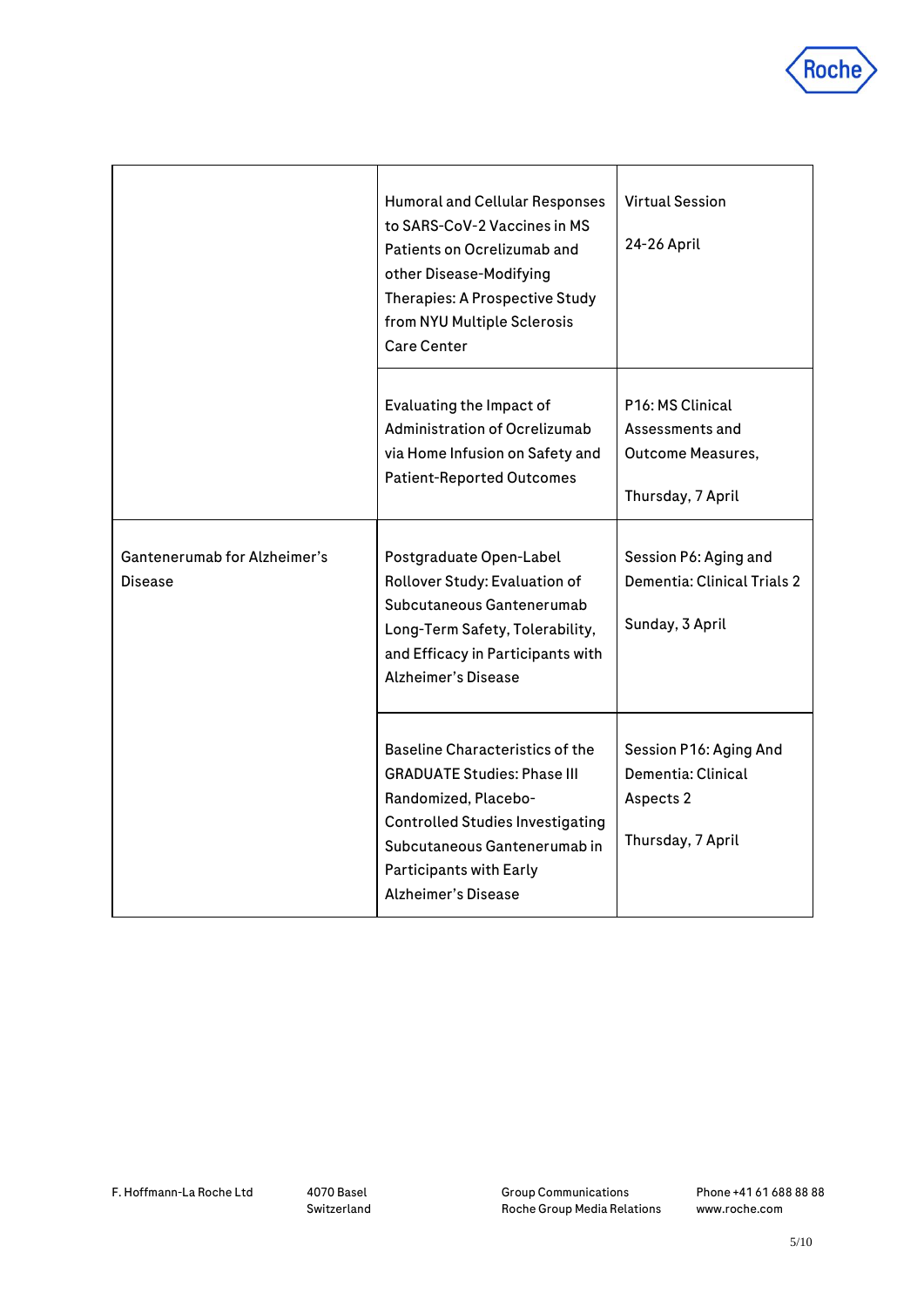| | | |
|---|---|---|
| | Humoral and Cellular Responses to SARS-CoV-2 Vaccines in MS Patients on Ocrelizumab and other Disease-Modifying Therapies: A Prospective Study from NYU Multiple Sclerosis Care Center | Virtual Session<br><br>24-26 April |
| | Evaluating the Impact of Administration of Ocrelizumab via Home Infusion on Safety and Patient-Reported Outcomes | P16: MS Clinical Assessments and Outcome Measures,<br><br>Thursday, 7 April |
| Gantenerumab for Alzheimer's Disease | Postgraduate Open-Label Rollover Study: Evaluation of Subcutaneous Gantenerumab Long-Term Safety, Tolerability, and Efficacy in Participants with Alzheimer's Disease | Session P6: Aging and Dementia: Clinical Trials 2<br><br>Sunday, 3 April |
| | Baseline Characteristics of the GRADUATE Studies: Phase III Randomized, Placebo-Controlled Studies Investigating Subcutaneous Gantenerumab in Participants with Early Alzheimer's Disease | Session P16: Aging And Dementia: Clinical Aspects 2<br><br>Thursday, 7 April |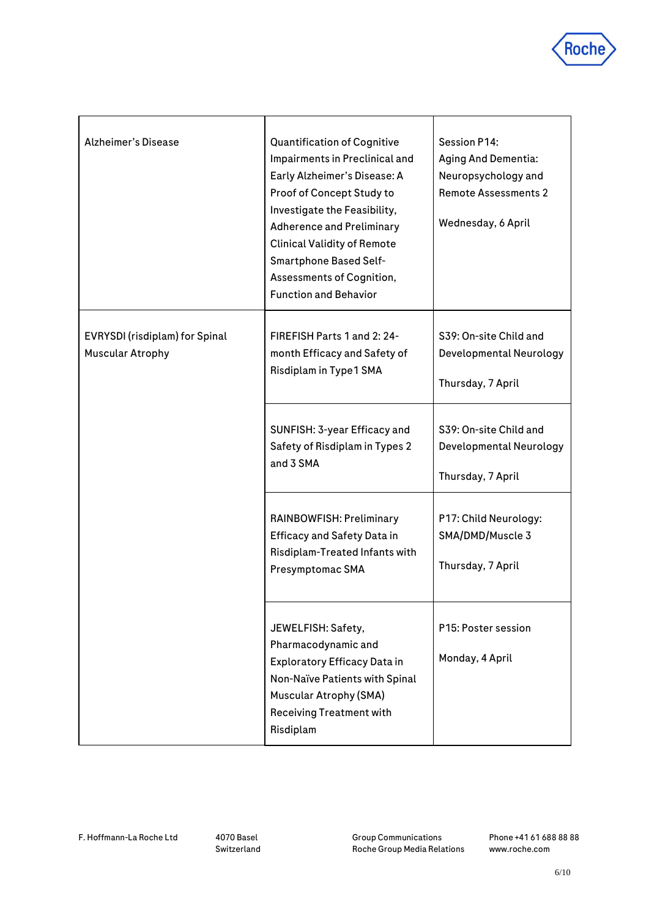| | | |
|---|---|---|
| Alzheimer's Disease | Quantification of Cognitive Impairments in Preclinical and Early Alzheimer's Disease: A Proof of Concept Study to Investigate the Feasibility, Adherence and Preliminary Clinical Validity of Remote Smartphone Based Self-Assessments of Cognition, Function and Behavior | Session P14: Aging And Dementia: Neuropsychology and Remote Assessments 2<br><br>Wednesday, 6 April |
| EVRYSDI (risdiplam) for Spinal Muscular Atrophy | FIREFISH Parts 1 and 2: 24-month Efficacy and Safety of Risdiplam in Type1 SMA | S39: On-site Child and Developmental Neurology<br><br>Thursday, 7 April |
| | SUNFISH: 3-year Efficacy and Safety of Risdiplam in Types 2 and 3 SMA | S39: On-site Child and Developmental Neurology<br><br>Thursday, 7 April |
| | RAINBOWFISH: Preliminary Efficacy and Safety Data in Risdiplam-Treated Infants with Presymptomac SMA | P17: Child Neurology: SMA/DMD/Muscle 3<br><br>Thursday, 7 April |
| | JEWELFISH: Safety, Pharmacodynamic and Exploratory Efficacy Data in Non-Naïve Patients with Spinal Muscular Atrophy (SMA) Receiving Treatment with Risdiplam | P15: Poster session<br><br>Monday, 4 April |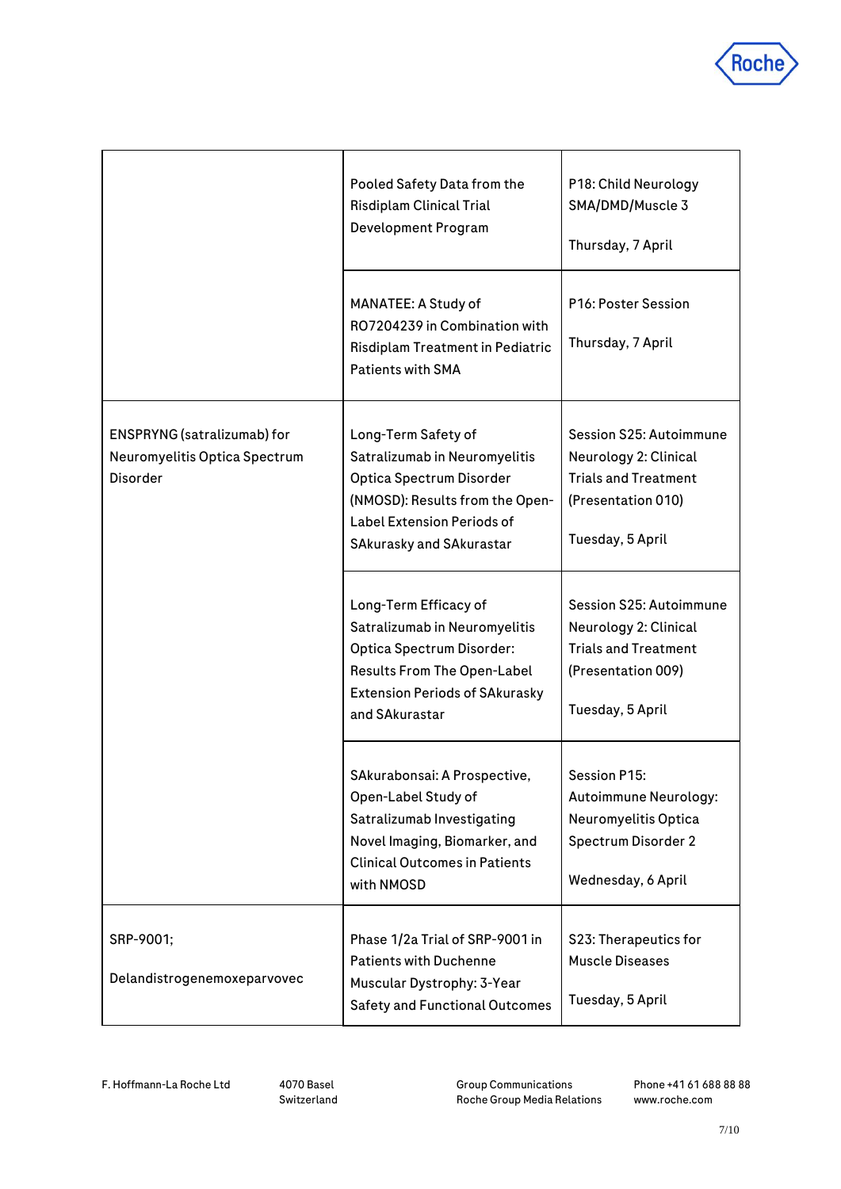| | | |
|---|---|---|
| | Pooled Safety Data from the Risdiplam Clinical Trial Development Program | P18: Child Neurology SMA/DMD/Muscle 3<br><br>Thursday, 7 April |
| | MANATEE: A Study of RO7204239 in Combination with Risdiplam Treatment in Pediatric Patients with SMA | P16: Poster Session<br><br>Thursday, 7 April |
| ENSPRYNG (satralizumab) for Neuromyelitis Optica Spectrum Disorder | Long-Term Safety of Satralizumab in Neuromyelitis Optica Spectrum Disorder (NMOSD): Results from the Open-Label Extension Periods of SAkurasky and SAkurastar | Session S25: Autoimmune Neurology 2: Clinical Trials and Treatment (Presentation 010)<br><br>Tuesday, 5 April |
| | Long-Term Efficacy of Satralizumab in Neuromyelitis Optica Spectrum Disorder: Results From The Open-Label Extension Periods of SAkurasky and SAkurastar | Session S25: Autoimmune Neurology 2: Clinical Trials and Treatment (Presentation 009)<br><br>Tuesday, 5 April |
| | SAkurabonsai: A Prospective, Open-Label Study of Satralizumab Investigating Novel Imaging, Biomarker, and Clinical Outcomes in Patients with NMOSD | Session P15: Autoimmune Neurology: Neuromyelitis Optica Spectrum Disorder 2<br><br>Wednesday, 6 April |
| SRP-9001;<br><br>Delandistrogenemoxeparvovec | Phase 1/2a Trial of SRP-9001 in Patients with Duchenne Muscular Dystrophy: 3-Year Safety and Functional Outcomes | S23: Therapeutics for Muscle Diseases<br><br>Tuesday, 5 April |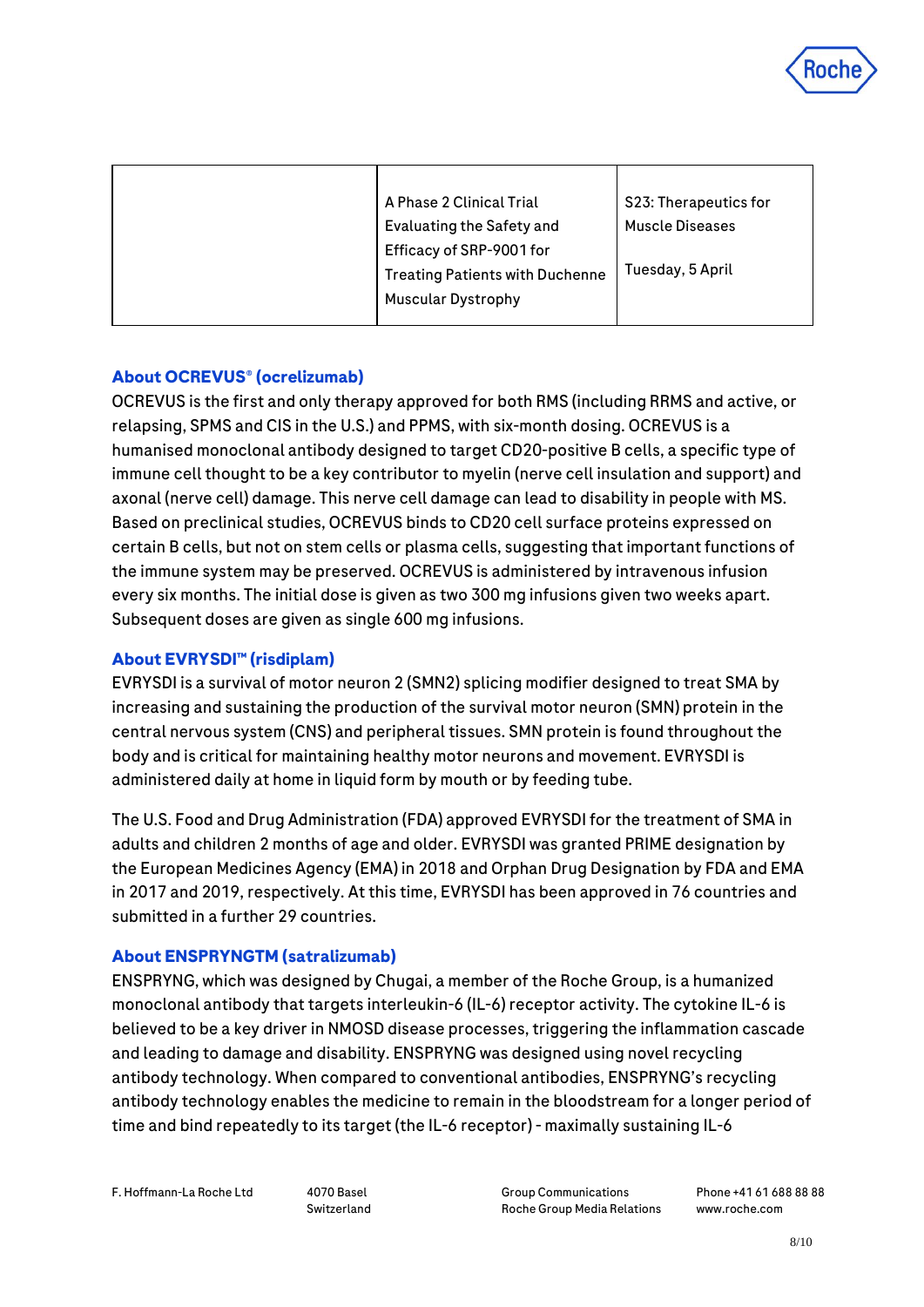|  | A Phase 2 Clinical Trial Evaluating the Safety and Efficacy of SRP-9001 for Treating Patients with Duchenne Muscular Dystrophy | S23: Therapeutics for Muscle Diseases<br><br>Tuesday, 5 April |
|---|---|---|

### About OCREVUS® (ocrelizumab)

OCREVUS is the first and only therapy approved for both RMS (including RRMS and active, or relapsing, SPMS and CIS in the U.S.) and PPMS, with six-month dosing. OCREVUS is a humanised monoclonal antibody designed to target CD20-positive B cells, a specific type of immune cell thought to be a key contributor to myelin (nerve cell insulation and support) and axonal (nerve cell) damage. This nerve cell damage can lead to disability in people with MS. Based on preclinical studies, OCREVUS binds to CD20 cell surface proteins expressed on certain B cells, but not on stem cells or plasma cells, suggesting that important functions of the immune system may be preserved. OCREVUS is administered by intravenous infusion every six months. The initial dose is given as two 300 mg infusions given two weeks apart. Subsequent doses are given as single 600 mg infusions.

### About EVRYSDI™ (risdiplam)

EVRYSDI is a survival of motor neuron 2 (SMN2) splicing modifier designed to treat SMA by increasing and sustaining the production of the survival motor neuron (SMN) protein in the central nervous system (CNS) and peripheral tissues. SMN protein is found throughout the body and is critical for maintaining healthy motor neurons and movement. EVRYSDI is administered daily at home in liquid form by mouth or by feeding tube.

The U.S. Food and Drug Administration (FDA) approved EVRYSDI for the treatment of SMA in adults and children 2 months of age and older. EVRYSDI was granted PRIME designation by the European Medicines Agency (EMA) in 2018 and Orphan Drug Designation by FDA and EMA in 2017 and 2019, respectively. At this time, EVRYSDI has been approved in 76 countries and submitted in a further 29 countries.

### About ENSPRYNGTM (satralizumab)

ENSPRYNG, which was designed by Chugai, a member of the Roche Group, is a humanized monoclonal antibody that targets interleukin-6 (IL-6) receptor activity. The cytokine IL-6 is believed to be a key driver in NMOSD disease processes, triggering the inflammation cascade and leading to damage and disability. ENSPRYNG was designed using novel recycling antibody technology. When compared to conventional antibodies, ENSPRYNG's recycling antibody technology enables the medicine to remain in the bloodstream for a longer period of time and bind repeatedly to its target (the IL-6 receptor) - maximally sustaining IL-6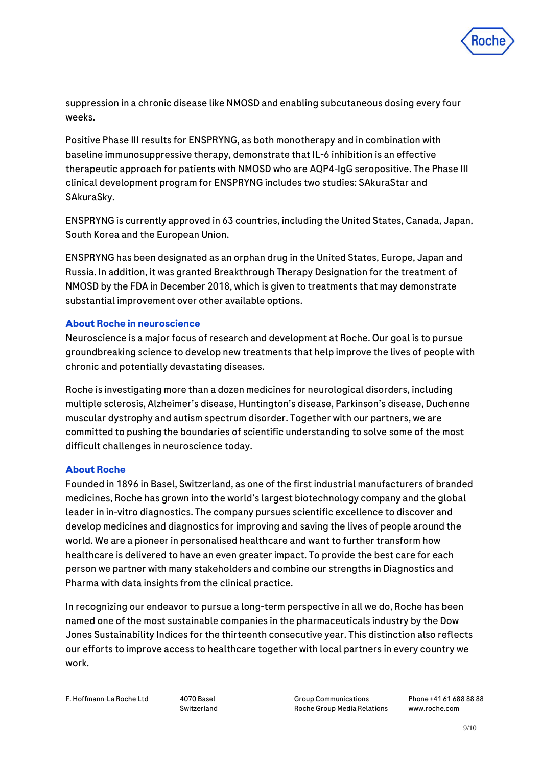suppression in a chronic disease like NMOSD and enabling subcutaneous dosing every four weeks.

Positive Phase III results for ENSPRYNG, as both monotherapy and in combination with baseline immunosuppressive therapy, demonstrate that IL-6 inhibition is an effective therapeutic approach for patients with NMOSD who are AQP4-IgG seropositive. The Phase III clinical development program for ENSPRYNG includes two studies: SAkuraStar and SAkuraSky.

ENSPRYNG is currently approved in 63 countries, including the United States, Canada, Japan, South Korea and the European Union.

ENSPRYNG has been designated as an orphan drug in the United States, Europe, Japan and Russia. In addition, it was granted Breakthrough Therapy Designation for the treatment of NMOSD by the FDA in December 2018, which is given to treatments that may demonstrate substantial improvement over other available options.

**About Roche in neuroscience**

Neuroscience is a major focus of research and development at Roche. Our goal is to pursue groundbreaking science to develop new treatments that help improve the lives of people with chronic and potentially devastating diseases.

Roche is investigating more than a dozen medicines for neurological disorders, including multiple sclerosis, Alzheimer's disease, Huntington's disease, Parkinson's disease, Duchenne muscular dystrophy and autism spectrum disorder. Together with our partners, we are committed to pushing the boundaries of scientific understanding to solve some of the most difficult challenges in neuroscience today.

**About Roche**

Founded in 1896 in Basel, Switzerland, as one of the first industrial manufacturers of branded medicines, Roche has grown into the world's largest biotechnology company and the global leader in in-vitro diagnostics. The company pursues scientific excellence to discover and develop medicines and diagnostics for improving and saving the lives of people around the world. We are a pioneer in personalised healthcare and want to further transform how healthcare is delivered to have an even greater impact. To provide the best care for each person we partner with many stakeholders and combine our strengths in Diagnostics and Pharma with data insights from the clinical practice.

In recognizing our endeavor to pursue a long-term perspective in all we do, Roche has been named one of the most sustainable companies in the pharmaceuticals industry by the Dow Jones Sustainability Indices for the thirteenth consecutive year. This distinction also reflects our efforts to improve access to healthcare together with local partners in every country we work.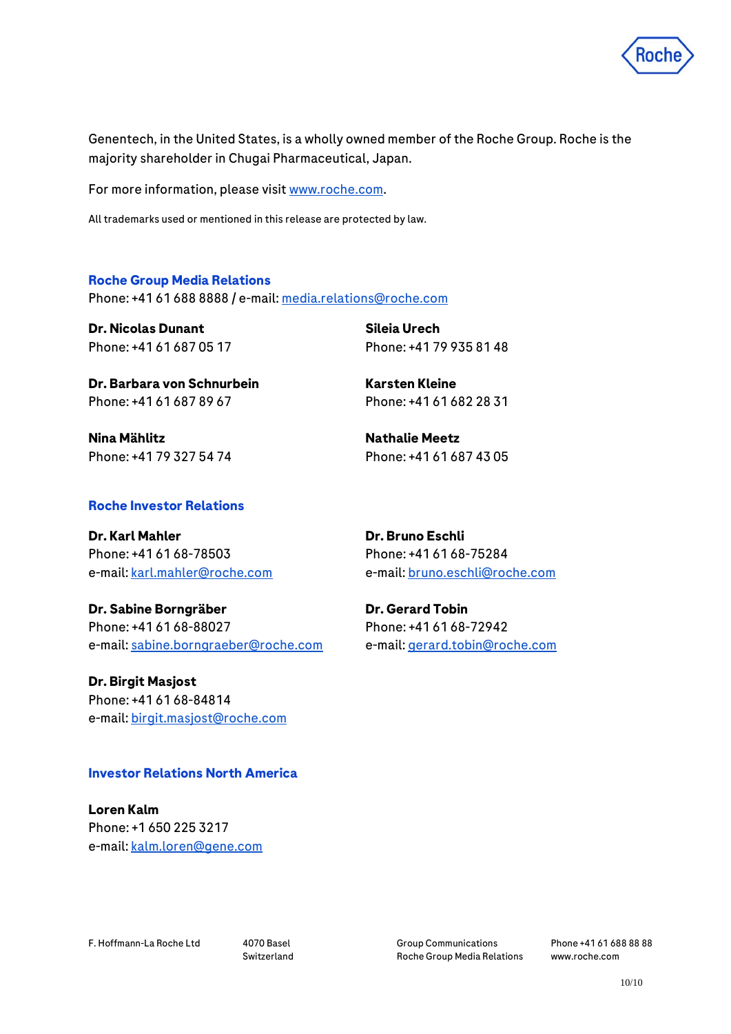Genentech, in the United States, is a wholly owned member of the Roche Group. Roche is the majority shareholder in Chugai Pharmaceutical, Japan.

For more information, please visit www.roche.com.

All trademarks used or mentioned in this release are protected by law.

### Roche Group Media Relations

Phone: +41 61 688 8888 / e-mail: media.relations@roche.com

**Dr. Nicolas Dunant**
Phone: +41 61 687 05 17

**Sileia Urech**
Phone: +41 79 935 81 48

**Dr. Barbara von Schnurbein**
Phone: +41 61 687 89 67

**Karsten Kleine**
Phone: +41 61 682 28 31

**Nina Mählitz**
Phone: +41 79 327 54 74

**Nathalie Meetz**
Phone: +41 61 687 43 05

### Roche Investor Relations

**Dr. Karl Mahler**
Phone: +41 61 68-78503
e-mail: karl.mahler@roche.com

**Dr. Bruno Eschli**
Phone: +41 61 68-75284
e-mail: bruno.eschli@roche.com

**Dr. Sabine Borngräber**
Phone: +41 61 68-88027
e-mail: sabine.borngraeber@roche.com

**Dr. Gerard Tobin**
Phone: +41 61 68-72942
e-mail: gerard.tobin@roche.com

**Dr. Birgit Masjost**
Phone: +41 61 68-84814
e-mail: birgit.masjost@roche.com

### Investor Relations North America

**Loren Kalm**
Phone: +1 650 225 3217
e-mail: kalm.loren@gene.com